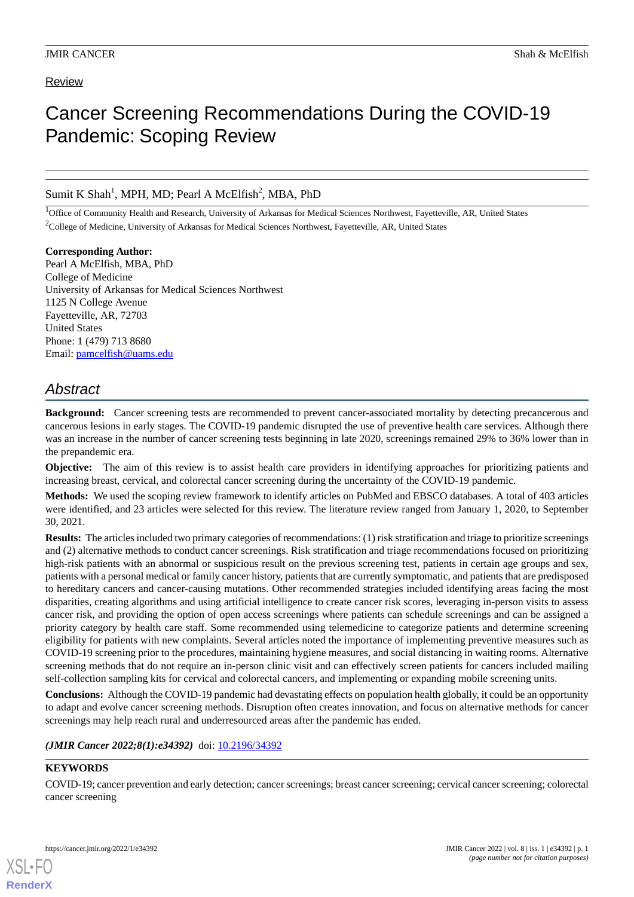Review

# Cancer Screening Recommendations During the COVID-19 Pandemic: Scoping Review

Sumit K Shah[1], MPH, MD; Pearl A McElfish[2], MBA, PhD

[1]Office of Community Health and Research, University of Arkansas for Medical Sciences Northwest, Fayetteville, AR, United States

[2]College of Medicine, University of Arkansas for Medical Sciences Northwest, Fayetteville, AR, United States

**Corresponding Author:**
Pearl A McElfish, MBA, PhD
College of Medicine
University of Arkansas for Medical Sciences Northwest
1125 N College Avenue
Fayetteville, AR, 72703
United States
Phone: 1 (479) 713 8680
Email: pamcelfish@uams.edu

## Abstract

**Background:** Cancer screening tests are recommended to prevent cancer-associated mortality by detecting precancerous and cancerous lesions in early stages. The COVID-19 pandemic disrupted the use of preventive health care services. Although there was an increase in the number of cancer screening tests beginning in late 2020, screenings remained 29% to 36% lower than in the prepandemic era.

**Objective:** The aim of this review is to assist health care providers in identifying approaches for prioritizing patients and increasing breast, cervical, and colorectal cancer screening during the uncertainty of the COVID-19 pandemic.

**Methods:** We used the scoping review framework to identify articles on PubMed and EBSCO databases. A total of 403 articles were identified, and 23 articles were selected for this review. The literature review ranged from January 1, 2020, to September 30, 2021.

**Results:** The articles included two primary categories of recommendations: (1) risk stratification and triage to prioritize screenings and (2) alternative methods to conduct cancer screenings. Risk stratification and triage recommendations focused on prioritizing high-risk patients with an abnormal or suspicious result on the previous screening test, patients in certain age groups and sex, patients with a personal medical or family cancer history, patients that are currently symptomatic, and patients that are predisposed to hereditary cancers and cancer-causing mutations. Other recommended strategies included identifying areas facing the most disparities, creating algorithms and using artificial intelligence to create cancer risk scores, leveraging in-person visits to assess cancer risk, and providing the option of open access screenings where patients can schedule screenings and can be assigned a priority category by health care staff. Some recommended using telemedicine to categorize patients and determine screening eligibility for patients with new complaints. Several articles noted the importance of implementing preventive measures such as COVID-19 screening prior to the procedures, maintaining hygiene measures, and social distancing in waiting rooms. Alternative screening methods that do not require an in-person clinic visit and can effectively screen patients for cancers included mailing self-collection sampling kits for cervical and colorectal cancers, and implementing or expanding mobile screening units.

**Conclusions:** Although the COVID-19 pandemic had devastating effects on population health globally, it could be an opportunity to adapt and evolve cancer screening methods. Disruption often creates innovation, and focus on alternative methods for cancer screenings may help reach rural and underresourced areas after the pandemic has ended.

***(JMIR Cancer 2022;8(1):e34392)*** doi: 10.2196/34392

**KEYWORDS**

COVID-19; cancer prevention and early detection; cancer screenings; breast cancer screening; cervical cancer screening; colorectal cancer screening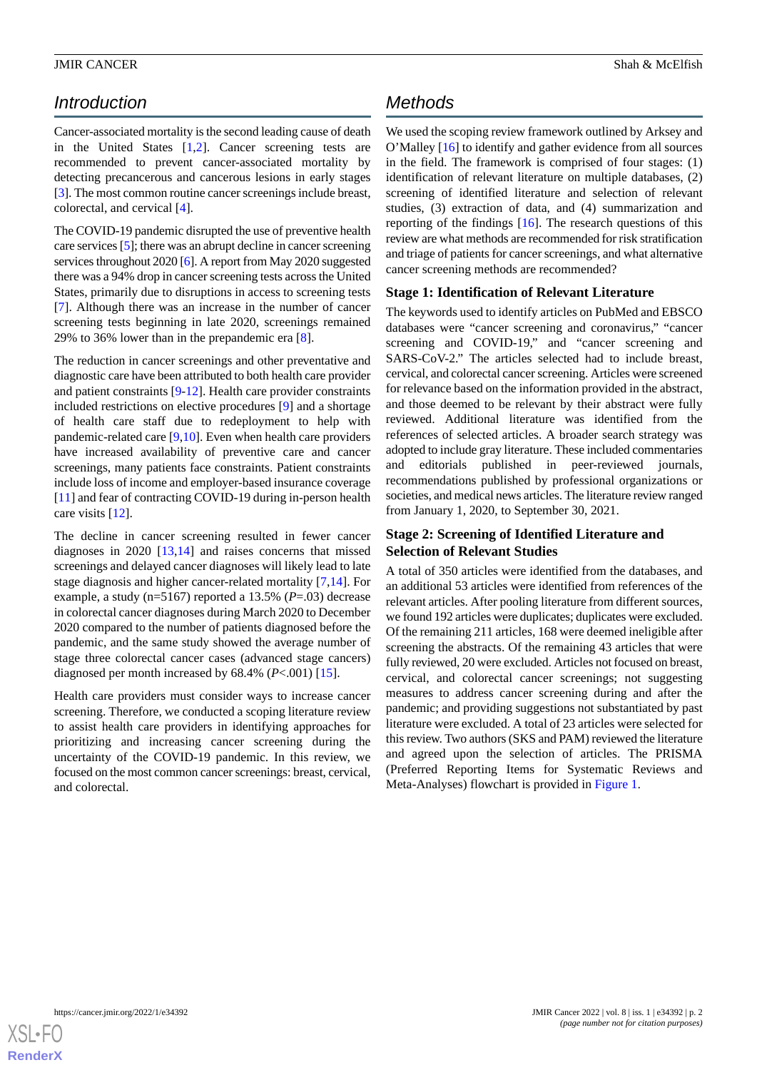## Introduction

Cancer-associated mortality is the second leading cause of death in the United States [1,2]. Cancer screening tests are recommended to prevent cancer-associated mortality by detecting precancerous and cancerous lesions in early stages [3]. The most common routine cancer screenings include breast, colorectal, and cervical [4].

The COVID-19 pandemic disrupted the use of preventive health care services [5]; there was an abrupt decline in cancer screening services throughout 2020 [6]. A report from May 2020 suggested there was a 94% drop in cancer screening tests across the United States, primarily due to disruptions in access to screening tests [7]. Although there was an increase in the number of cancer screening tests beginning in late 2020, screenings remained 29% to 36% lower than in the prepandemic era [8].

The reduction in cancer screenings and other preventative and diagnostic care have been attributed to both health care provider and patient constraints [9-12]. Health care provider constraints included restrictions on elective procedures [9] and a shortage of health care staff due to redeployment to help with pandemic-related care [9,10]. Even when health care providers have increased availability of preventive care and cancer screenings, many patients face constraints. Patient constraints include loss of income and employer-based insurance coverage [11] and fear of contracting COVID-19 during in-person health care visits [12].

The decline in cancer screening resulted in fewer cancer diagnoses in 2020 [13,14] and raises concerns that missed screenings and delayed cancer diagnoses will likely lead to late stage diagnosis and higher cancer-related mortality [7,14]. For example, a study (n=5167) reported a 13.5% ($P$=.03) decrease in colorectal cancer diagnoses during March 2020 to December 2020 compared to the number of patients diagnosed before the pandemic, and the same study showed the average number of stage three colorectal cancer cases (advanced stage cancers) diagnosed per month increased by 68.4% ($P$<.001) [15].

Health care providers must consider ways to increase cancer screening. Therefore, we conducted a scoping literature review to assist health care providers in identifying approaches for prioritizing and increasing cancer screening during the uncertainty of the COVID-19 pandemic. In this review, we focused on the most common cancer screenings: breast, cervical, and colorectal.

## Methods

We used the scoping review framework outlined by Arksey and O'Malley [16] to identify and gather evidence from all sources in the field. The framework is comprised of four stages: (1) identification of relevant literature on multiple databases, (2) screening of identified literature and selection of relevant studies, (3) extraction of data, and (4) summarization and reporting of the findings [16]. The research questions of this review are what methods are recommended for risk stratification and triage of patients for cancer screenings, and what alternative cancer screening methods are recommended?

### Stage 1: Identification of Relevant Literature

The keywords used to identify articles on PubMed and EBSCO databases were "cancer screening and coronavirus," "cancer screening and COVID-19," and "cancer screening and SARS-CoV-2." The articles selected had to include breast, cervical, and colorectal cancer screening. Articles were screened for relevance based on the information provided in the abstract, and those deemed to be relevant by their abstract were fully reviewed. Additional literature was identified from the references of selected articles. A broader search strategy was adopted to include gray literature. These included commentaries and editorials published in peer-reviewed journals, recommendations published by professional organizations or societies, and medical news articles. The literature review ranged from January 1, 2020, to September 30, 2021.

### Stage 2: Screening of Identified Literature and Selection of Relevant Studies

A total of 350 articles were identified from the databases, and an additional 53 articles were identified from references of the relevant articles. After pooling literature from different sources, we found 192 articles were duplicates; duplicates were excluded. Of the remaining 211 articles, 168 were deemed ineligible after screening the abstracts. Of the remaining 43 articles that were fully reviewed, 20 were excluded. Articles not focused on breast, cervical, and colorectal cancer screenings; not suggesting measures to address cancer screening during and after the pandemic; and providing suggestions not substantiated by past literature were excluded. A total of 23 articles were selected for this review. Two authors (SKS and PAM) reviewed the literature and agreed upon the selection of articles. The PRISMA (Preferred Reporting Items for Systematic Reviews and Meta-Analyses) flowchart is provided in Figure 1.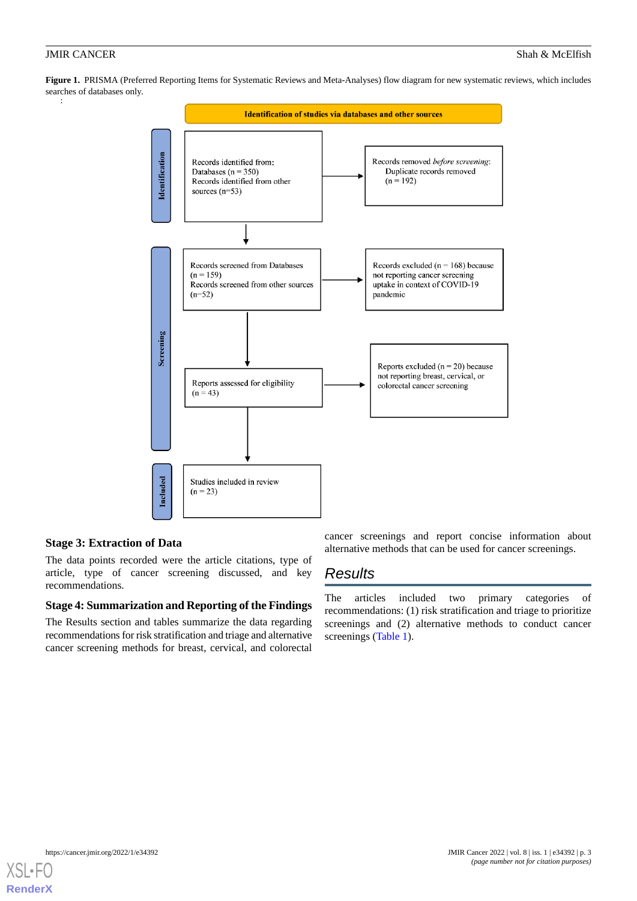**Figure 1.** PRISMA (Preferred Reporting Items for Systematic Reviews and Meta-Analyses) flow diagram for new systematic reviews, which includes searches of databases only.

Identification of studies via databases and other sources

**Identification**

Records identified from:
Databases (n = 350)
Records identified from other sources (n=53)

Records removed *before screening*:
Duplicate records removed (n = 192)

**Screening**

Records screened from Databases (n = 159)
Records screened from other sources (n=52)

Records excluded (n = 168) because not reporting cancer screening uptake in context of COVID-19 pandemic

Reports assessed for eligibility (n = 43)

Reports excluded (n = 20) because not reporting breast, cervical, or colorectal cancer screening

**Included**

Studies included in review (n = 23)

### Stage 3: Extraction of Data

The data points recorded were the article citations, type of article, type of cancer screening discussed, and key recommendations.

### Stage 4: Summarization and Reporting of the Findings

The Results section and tables summarize the data regarding recommendations for risk stratification and triage and alternative cancer screening methods for breast, cervical, and colorectal cancer screenings and report concise information about alternative methods that can be used for cancer screenings.

## Results

The articles included two primary categories of recommendations: (1) risk stratification and triage to prioritize screenings and (2) alternative methods to conduct cancer screenings (Table 1).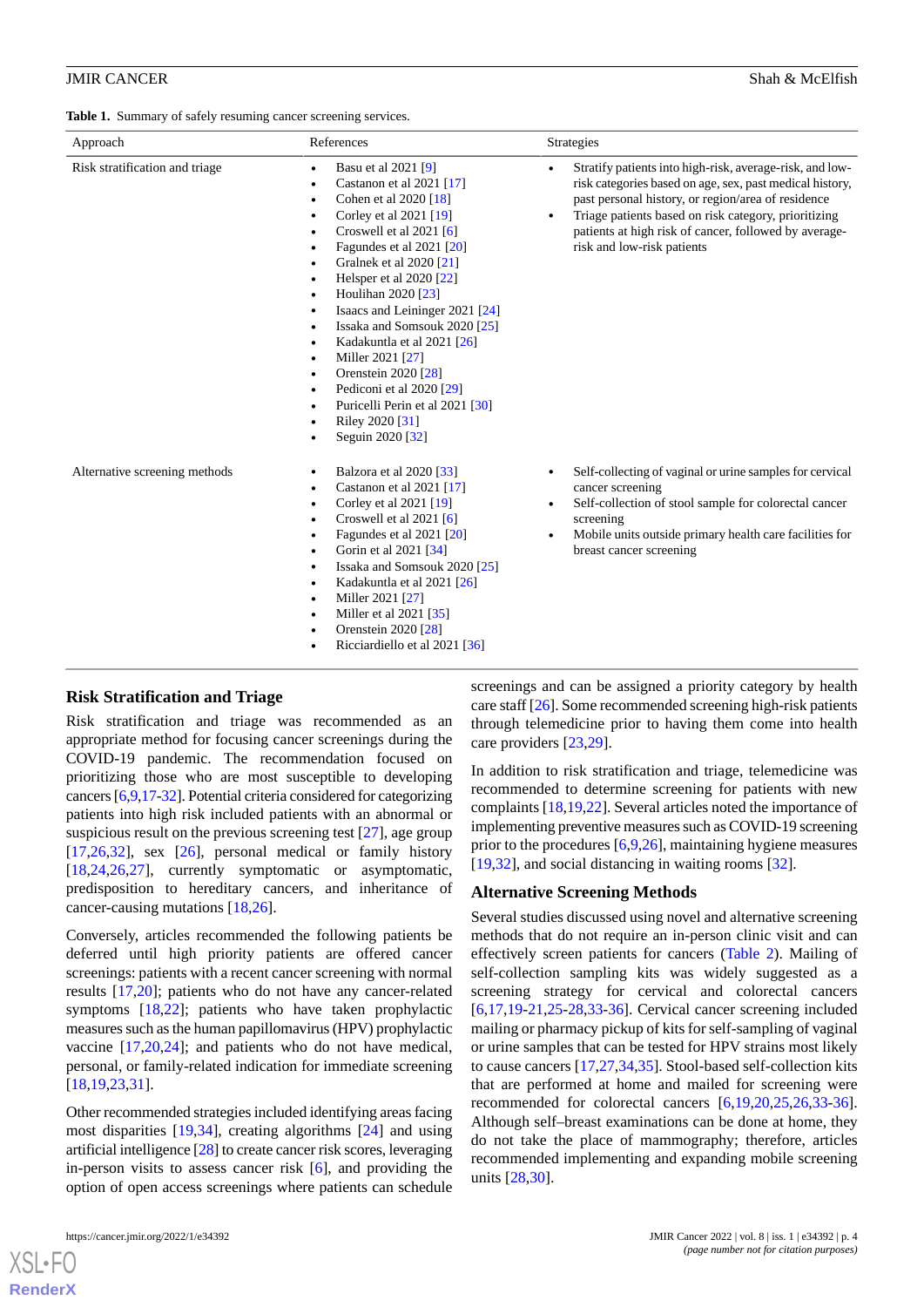**Table 1.** Summary of safely resuming cancer screening services.

| Approach | References | Strategies |
|---|---|---|
| Risk stratification and triage | • Basu et al 2021 [9]<br>• Castanon et al 2021 [17]<br>• Cohen et al 2020 [18]<br>• Corley et al 2021 [19]<br>• Croswell et al 2021 [6]<br>• Fagundes et al 2021 [20]<br>• Gralnek et al 2020 [21]<br>• Helsper et al 2020 [22]<br>• Houlihan 2020 [23]<br>• Isaacs and Leininger 2021 [24]<br>• Issaka and Somsouk 2020 [25]<br>• Kadakuntla et al 2021 [26]<br>• Miller 2021 [27]<br>• Orenstein 2020 [28]<br>• Pediconi et al 2020 [29]<br>• Puricelli Perin et al 2021 [30]<br>• Riley 2020 [31]<br>• Seguin 2020 [32] | • Stratify patients into high-risk, average-risk, and low-risk categories based on age, sex, past medical history, past personal history, or region/area of residence<br>• Triage patients based on risk category, prioritizing patients at high risk of cancer, followed by average-risk and low-risk patients |
| Alternative screening methods | • Balzora et al 2020 [33]<br>• Castanon et al 2021 [17]<br>• Corley et al 2021 [19]<br>• Croswell et al 2021 [6]<br>• Fagundes et al 2021 [20]<br>• Gorin et al 2021 [34]<br>• Issaka and Somsouk 2020 [25]<br>• Kadakuntla et al 2021 [26]<br>• Miller 2021 [27]<br>• Miller et al 2021 [35]<br>• Orenstein 2020 [28]<br>• Ricciardiello et al 2021 [36] | • Self-collecting of vaginal or urine samples for cervical cancer screening<br>• Self-collection of stool sample for colorectal cancer screening<br>• Mobile units outside primary health care facilities for breast cancer screening |

### Risk Stratification and Triage

Risk stratification and triage was recommended as an appropriate method for focusing cancer screenings during the COVID-19 pandemic. The recommendation focused on prioritizing those who are most susceptible to developing cancers [6,9,17-32]. Potential criteria considered for categorizing patients into high risk included patients with an abnormal or suspicious result on the previous screening test [27], age group [17,26,32], sex [26], personal medical or family history [18,24,26,27], currently symptomatic or asymptomatic, predisposition to hereditary cancers, and inheritance of cancer-causing mutations [18,26].

Conversely, articles recommended the following patients be deferred until high priority patients are offered cancer screenings: patients with a recent cancer screening with normal results [17,20]; patients who do not have any cancer-related symptoms [18,22]; patients who have taken prophylactic measures such as the human papillomavirus (HPV) prophylactic vaccine [17,20,24]; and patients who do not have medical, personal, or family-related indication for immediate screening [18,19,23,31].

Other recommended strategies included identifying areas facing most disparities [19,34], creating algorithms [24] and using artificial intelligence [28] to create cancer risk scores, leveraging in-person visits to assess cancer risk [6], and providing the option of open access screenings where patients can schedule screenings and can be assigned a priority category by health care staff [26]. Some recommended screening high-risk patients through telemedicine prior to having them come into health care providers [23,29].

In addition to risk stratification and triage, telemedicine was recommended to determine screening for patients with new complaints [18,19,22]. Several articles noted the importance of implementing preventive measures such as COVID-19 screening prior to the procedures [6,9,26], maintaining hygiene measures [19,32], and social distancing in waiting rooms [32].

### Alternative Screening Methods

Several studies discussed using novel and alternative screening methods that do not require an in-person clinic visit and can effectively screen patients for cancers (Table 2). Mailing of self-collection sampling kits was widely suggested as a screening strategy for cervical and colorectal cancers [6,17,19-21,25-28,33-36]. Cervical cancer screening included mailing or pharmacy pickup of kits for self-sampling of vaginal or urine samples that can be tested for HPV strains most likely to cause cancers [17,27,34,35]. Stool-based self-collection kits that are performed at home and mailed for screening were recommended for colorectal cancers [6,19,20,25,26,33-36]. Although self–breast examinations can be done at home, they do not take the place of mammography; therefore, articles recommended implementing and expanding mobile screening units [28,30].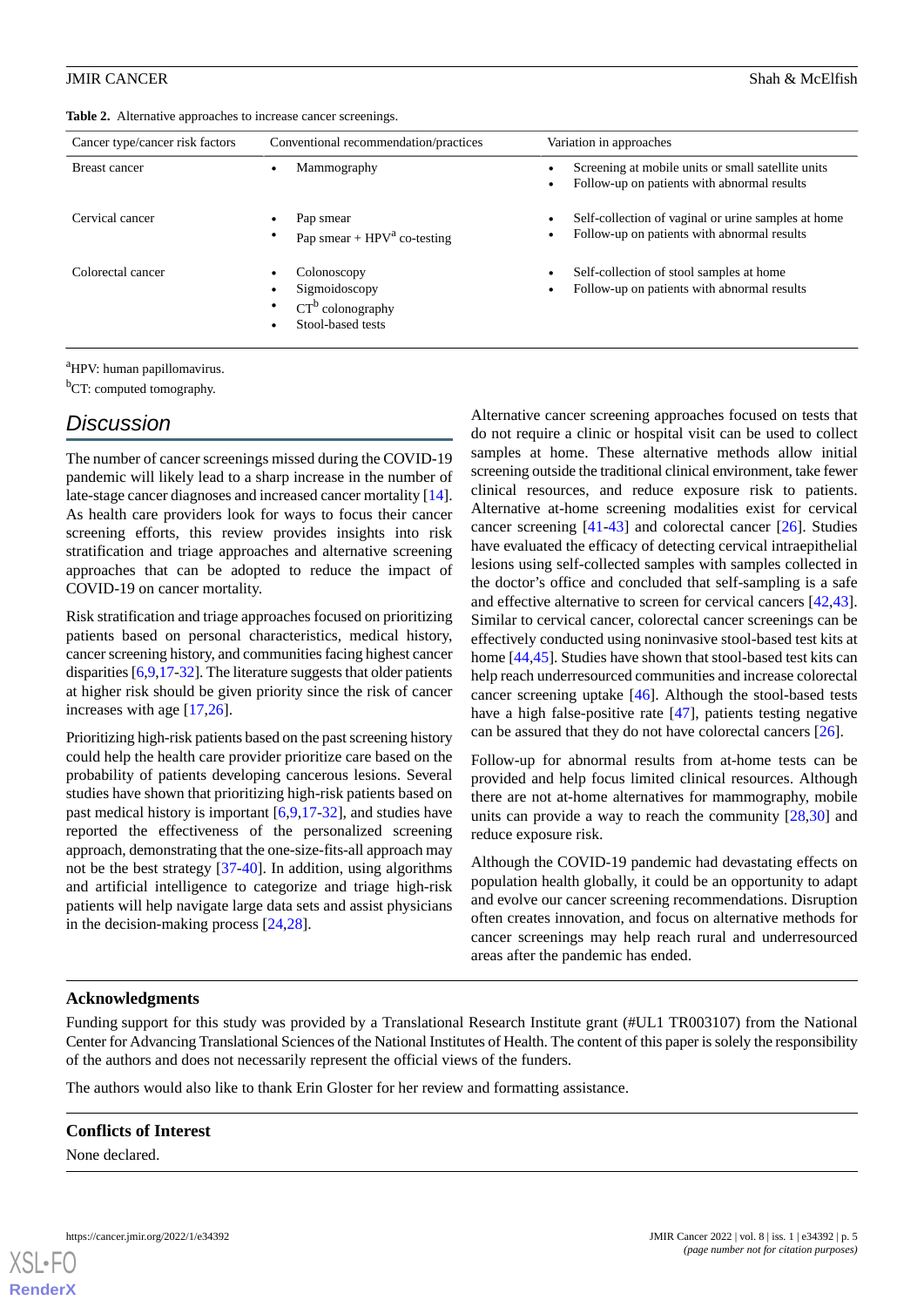**Table 2.** Alternative approaches to increase cancer screenings.

| Cancer type/cancer risk factors | Conventional recommendation/practices | Variation in approaches |
| --- | --- | --- |
| Breast cancer | • Mammography | • Screening at mobile units or small satellite units<br>• Follow-up on patients with abnormal results |
| Cervical cancer | • Pap smear<br>• Pap smear + HPV[a] co-testing | • Self-collection of vaginal or urine samples at home<br>• Follow-up on patients with abnormal results |
| Colorectal cancer | • Colonoscopy<br>• Sigmoidoscopy<br>• CT[b] colonography<br>• Stool-based tests | • Self-collection of stool samples at home<br>• Follow-up on patients with abnormal results |

[a]HPV: human papillomavirus.

[b]CT: computed tomography.

## Discussion

The number of cancer screenings missed during the COVID-19 pandemic will likely lead to a sharp increase in the number of late-stage cancer diagnoses and increased cancer mortality [14]. As health care providers look for ways to focus their cancer screening efforts, this review provides insights into risk stratification and triage approaches and alternative screening approaches that can be adopted to reduce the impact of COVID-19 on cancer mortality.

Risk stratification and triage approaches focused on prioritizing patients based on personal characteristics, medical history, cancer screening history, and communities facing highest cancer disparities [6,9,17-32]. The literature suggests that older patients at higher risk should be given priority since the risk of cancer increases with age [17,26].

Prioritizing high-risk patients based on the past screening history could help the health care provider prioritize care based on the probability of patients developing cancerous lesions. Several studies have shown that prioritizing high-risk patients based on past medical history is important [6,9,17-32], and studies have reported the effectiveness of the personalized screening approach, demonstrating that the one-size-fits-all approach may not be the best strategy [37-40]. In addition, using algorithms and artificial intelligence to categorize and triage high-risk patients will help navigate large data sets and assist physicians in the decision-making process [24,28].

Alternative cancer screening approaches focused on tests that do not require a clinic or hospital visit can be used to collect samples at home. These alternative methods allow initial screening outside the traditional clinical environment, take fewer clinical resources, and reduce exposure risk to patients. Alternative at-home screening modalities exist for cervical cancer screening [41-43] and colorectal cancer [26]. Studies have evaluated the efficacy of detecting cervical intraepithelial lesions using self-collected samples with samples collected in the doctor's office and concluded that self-sampling is a safe and effective alternative to screen for cervical cancers [42,43]. Similar to cervical cancer, colorectal cancer screenings can be effectively conducted using noninvasive stool-based test kits at home [44,45]. Studies have shown that stool-based test kits can help reach underresourced communities and increase colorectal cancer screening uptake [46]. Although the stool-based tests have a high false-positive rate [47], patients testing negative can be assured that they do not have colorectal cancers [26].

Follow-up for abnormal results from at-home tests can be provided and help focus limited clinical resources. Although there are not at-home alternatives for mammography, mobile units can provide a way to reach the community [28,30] and reduce exposure risk.

Although the COVID-19 pandemic had devastating effects on population health globally, it could be an opportunity to adapt and evolve our cancer screening recommendations. Disruption often creates innovation, and focus on alternative methods for cancer screenings may help reach rural and underresourced areas after the pandemic has ended.

### Acknowledgments

Funding support for this study was provided by a Translational Research Institute grant (#UL1 TR003107) from the National Center for Advancing Translational Sciences of the National Institutes of Health. The content of this paper is solely the responsibility of the authors and does not necessarily represent the official views of the funders.

The authors would also like to thank Erin Gloster for her review and formatting assistance.

### Conflicts of Interest

None declared.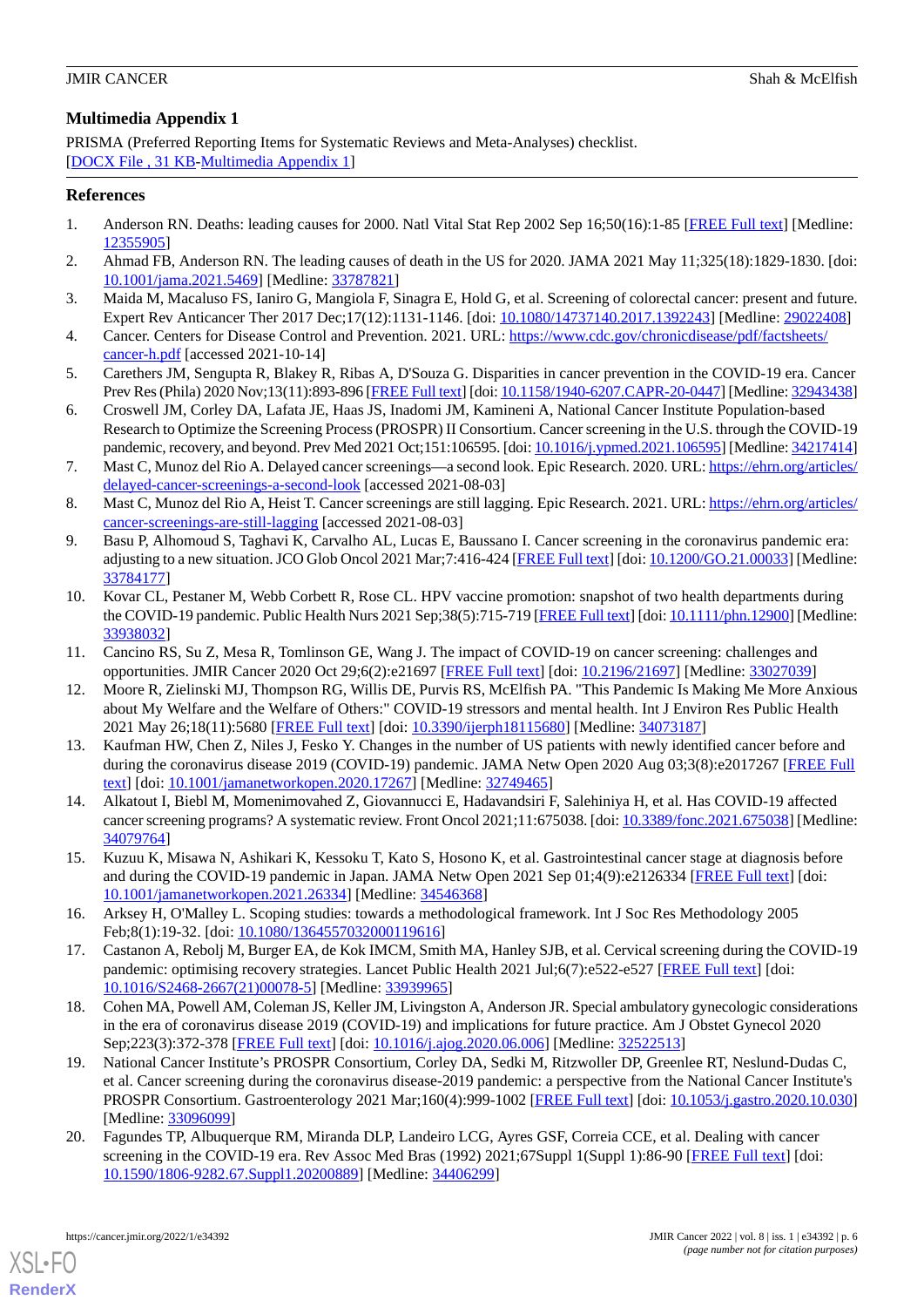## Multimedia Appendix 1

PRISMA (Preferred Reporting Items for Systematic Reviews and Meta-Analyses) checklist.
[DOCX File , 31 KB-Multimedia Appendix 1]

## References

1. Anderson RN. Deaths: leading causes for 2000. Natl Vital Stat Rep 2002 Sep 16;50(16):1-85 [FREE Full text] [Medline: 12355905]
2. Ahmad FB, Anderson RN. The leading causes of death in the US for 2020. JAMA 2021 May 11;325(18):1829-1830. [doi: 10.1001/jama.2021.5469] [Medline: 33787821]
3. Maida M, Macaluso FS, Ianiro G, Mangiola F, Sinagra E, Hold G, et al. Screening of colorectal cancer: present and future. Expert Rev Anticancer Ther 2017 Dec;17(12):1131-1146. [doi: 10.1080/14737140.2017.1392243] [Medline: 29022408]
4. Cancer. Centers for Disease Control and Prevention. 2021. URL: https://www.cdc.gov/chronicdisease/pdf/factsheets/cancer-h.pdf [accessed 2021-10-14]
5. Carethers JM, Sengupta R, Blakey R, Ribas A, D'Souza G. Disparities in cancer prevention in the COVID-19 era. Cancer Prev Res (Phila) 2020 Nov;13(11):893-896 [FREE Full text] [doi: 10.1158/1940-6207.CAPR-20-0447] [Medline: 32943438]
6. Croswell JM, Corley DA, Lafata JE, Haas JS, Inadomi JM, Kamineni A, National Cancer Institute Population-based Research to Optimize the Screening Process (PROSPR) II Consortium. Cancer screening in the U.S. through the COVID-19 pandemic, recovery, and beyond. Prev Med 2021 Oct;151:106595. [doi: 10.1016/j.ypmed.2021.106595] [Medline: 34217414]
7. Mast C, Munoz del Rio A. Delayed cancer screenings—a second look. Epic Research. 2020. URL: https://ehrn.org/articles/delayed-cancer-screenings-a-second-look [accessed 2021-08-03]
8. Mast C, Munoz del Rio A, Heist T. Cancer screenings are still lagging. Epic Research. 2021. URL: https://ehrn.org/articles/cancer-screenings-are-still-lagging [accessed 2021-08-03]
9. Basu P, Alhomoud S, Taghavi K, Carvalho AL, Lucas E, Baussano I. Cancer screening in the coronavirus pandemic era: adjusting to a new situation. JCO Glob Oncol 2021 Mar;7:416-424 [FREE Full text] [doi: 10.1200/GO.21.00033] [Medline: 33784177]
10. Kovar CL, Pestaner M, Webb Corbett R, Rose CL. HPV vaccine promotion: snapshot of two health departments during the COVID-19 pandemic. Public Health Nurs 2021 Sep;38(5):715-719 [FREE Full text] [doi: 10.1111/phn.12900] [Medline: 33938032]
11. Cancino RS, Su Z, Mesa R, Tomlinson GE, Wang J. The impact of COVID-19 on cancer screening: challenges and opportunities. JMIR Cancer 2020 Oct 29;6(2):e21697 [FREE Full text] [doi: 10.2196/21697] [Medline: 33027039]
12. Moore R, Zielinski MJ, Thompson RG, Willis DE, Purvis RS, McElfish PA. "This Pandemic Is Making Me More Anxious about My Welfare and the Welfare of Others:" COVID-19 stressors and mental health. Int J Environ Res Public Health 2021 May 26;18(11):5680 [FREE Full text] [doi: 10.3390/ijerph18115680] [Medline: 34073187]
13. Kaufman HW, Chen Z, Niles J, Fesko Y. Changes in the number of US patients with newly identified cancer before and during the coronavirus disease 2019 (COVID-19) pandemic. JAMA Netw Open 2020 Aug 03;3(8):e2017267 [FREE Full text] [doi: 10.1001/jamanetworkopen.2020.17267] [Medline: 32749465]
14. Alkatout I, Biebl M, Momenimovahed Z, Giovannucci E, Hadavandsiri F, Salehiniya H, et al. Has COVID-19 affected cancer screening programs? A systematic review. Front Oncol 2021;11:675038. [doi: 10.3389/fonc.2021.675038] [Medline: 34079764]
15. Kuzuu K, Misawa N, Ashikari K, Kessoku T, Kato S, Hosono K, et al. Gastrointestinal cancer stage at diagnosis before and during the COVID-19 pandemic in Japan. JAMA Netw Open 2021 Sep 01;4(9):e2126334 [FREE Full text] [doi: 10.1001/jamanetworkopen.2021.26334] [Medline: 34546368]
16. Arksey H, O'Malley L. Scoping studies: towards a methodological framework. Int J Soc Res Methodology 2005 Feb;8(1):19-32. [doi: 10.1080/1364557032000119616]
17. Castanon A, Rebolj M, Burger EA, de Kok IMCM, Smith MA, Hanley SJB, et al. Cervical screening during the COVID-19 pandemic: optimising recovery strategies. Lancet Public Health 2021 Jul;6(7):e522-e527 [FREE Full text] [doi: 10.1016/S2468-2667(21)00078-5] [Medline: 33939965]
18. Cohen MA, Powell AM, Coleman JS, Keller JM, Livingston A, Anderson JR. Special ambulatory gynecologic considerations in the era of coronavirus disease 2019 (COVID-19) and implications for future practice. Am J Obstet Gynecol 2020 Sep;223(3):372-378 [FREE Full text] [doi: 10.1016/j.ajog.2020.06.006] [Medline: 32522513]
19. National Cancer Institute's PROSPR Consortium, Corley DA, Sedki M, Ritzwoller DP, Greenlee RT, Neslund-Dudas C, et al. Cancer screening during the coronavirus disease-2019 pandemic: a perspective from the National Cancer Institute's PROSPR Consortium. Gastroenterology 2021 Mar;160(4):999-1002 [FREE Full text] [doi: 10.1053/j.gastro.2020.10.030] [Medline: 33096099]
20. Fagundes TP, Albuquerque RM, Miranda DLP, Landeiro LCG, Ayres GSF, Correia CCE, et al. Dealing with cancer screening in the COVID-19 era. Rev Assoc Med Bras (1992) 2021;67Suppl 1(Suppl 1):86-90 [FREE Full text] [doi: 10.1590/1806-9282.67.Suppl1.20200889] [Medline: 34406299]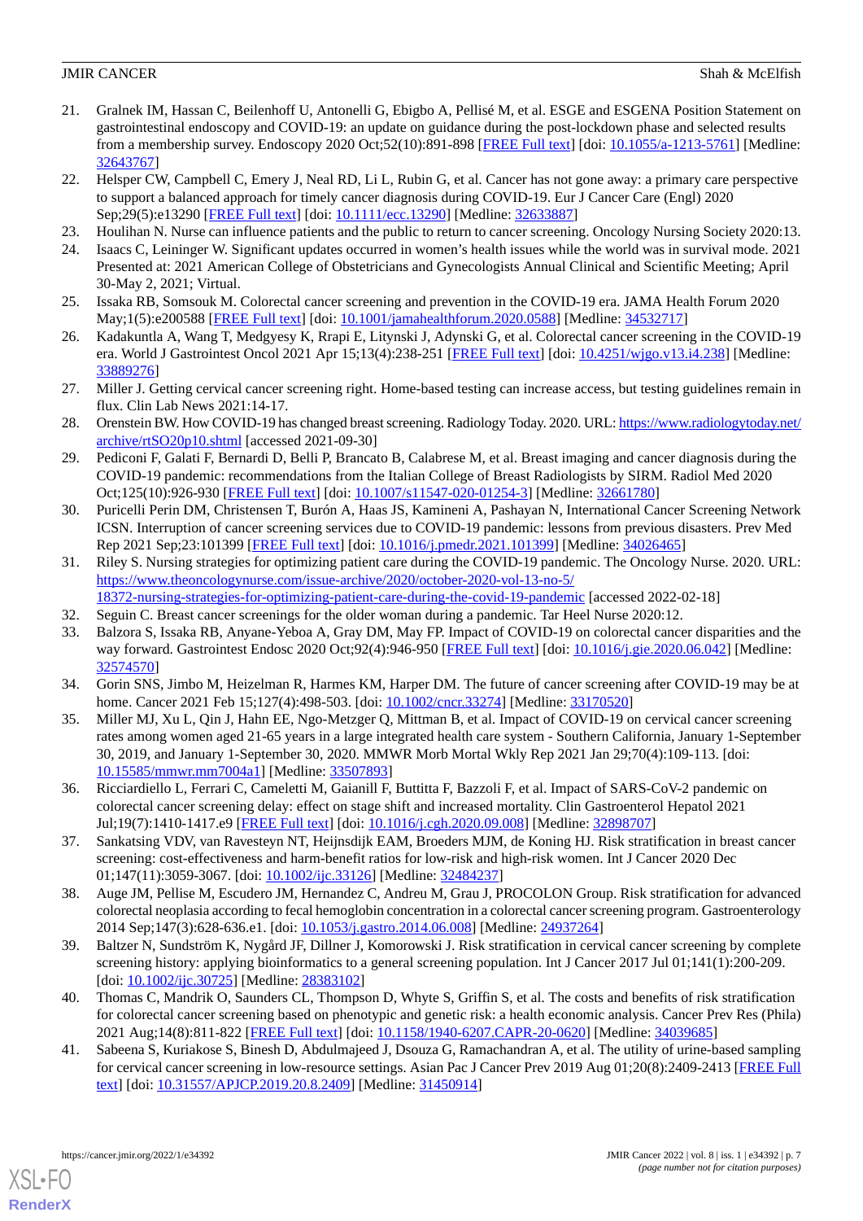21. Gralnek IM, Hassan C, Beilenhoff U, Antonelli G, Ebigbo A, Pellisé M, et al. ESGE and ESGENA Position Statement on gastrointestinal endoscopy and COVID-19: an update on guidance during the post-lockdown phase and selected results from a membership survey. Endoscopy 2020 Oct;52(10):891-898 [FREE Full text] [doi: 10.1055/a-1213-5761] [Medline: 32643767]
22. Helsper CW, Campbell C, Emery J, Neal RD, Li L, Rubin G, et al. Cancer has not gone away: a primary care perspective to support a balanced approach for timely cancer diagnosis during COVID-19. Eur J Cancer Care (Engl) 2020 Sep;29(5):e13290 [FREE Full text] [doi: 10.1111/ecc.13290] [Medline: 32633887]
23. Houlihan N. Nurse can influence patients and the public to return to cancer screening. Oncology Nursing Society 2020:13.
24. Isaacs C, Leininger W. Significant updates occurred in women's health issues while the world was in survival mode. 2021 Presented at: 2021 American College of Obstetricians and Gynecologists Annual Clinical and Scientific Meeting; April 30-May 2, 2021; Virtual.
25. Issaka RB, Somsouk M. Colorectal cancer screening and prevention in the COVID-19 era. JAMA Health Forum 2020 May;1(5):e200588 [FREE Full text] [doi: 10.1001/jamahealthforum.2020.0588] [Medline: 34532717]
26. Kadakuntla A, Wang T, Medgyesy K, Rrapi E, Litynski J, Adynski G, et al. Colorectal cancer screening in the COVID-19 era. World J Gastrointest Oncol 2021 Apr 15;13(4):238-251 [FREE Full text] [doi: 10.4251/wjgo.v13.i4.238] [Medline: 33889276]
27. Miller J. Getting cervical cancer screening right. Home-based testing can increase access, but testing guidelines remain in flux. Clin Lab News 2021:14-17.
28. Orenstein BW. How COVID-19 has changed breast screening. Radiology Today. 2020. URL: https://www.radiologytoday.net/archive/rtSO20p10.shtml [accessed 2021-09-30]
29. Pediconi F, Galati F, Bernardi D, Belli P, Brancato B, Calabrese M, et al. Breast imaging and cancer diagnosis during the COVID-19 pandemic: recommendations from the Italian College of Breast Radiologists by SIRM. Radiol Med 2020 Oct;125(10):926-930 [FREE Full text] [doi: 10.1007/s11547-020-01254-3] [Medline: 32661780]
30. Puricelli Perin DM, Christensen T, Burón A, Haas JS, Kamineni A, Pashayan N, International Cancer Screening Network ICSN. Interruption of cancer screening services due to COVID-19 pandemic: lessons from previous disasters. Prev Med Rep 2021 Sep;23:101399 [FREE Full text] [doi: 10.1016/j.pmedr.2021.101399] [Medline: 34026465]
31. Riley S. Nursing strategies for optimizing patient care during the COVID-19 pandemic. The Oncology Nurse. 2020. URL: https://www.theoncologynurse.com/issue-archive/2020/october-2020-vol-13-no-5/18372-nursing-strategies-for-optimizing-patient-care-during-the-covid-19-pandemic [accessed 2022-02-18]
32. Seguin C. Breast cancer screenings for the older woman during a pandemic. Tar Heel Nurse 2020:12.
33. Balzora S, Issaka RB, Anyane-Yeboa A, Gray DM, May FP. Impact of COVID-19 on colorectal cancer disparities and the way forward. Gastrointest Endosc 2020 Oct;92(4):946-950 [FREE Full text] [doi: 10.1016/j.gie.2020.06.042] [Medline: 32574570]
34. Gorin SNS, Jimbo M, Heizelman R, Harmes KM, Harper DM. The future of cancer screening after COVID-19 may be at home. Cancer 2021 Feb 15;127(4):498-503. [doi: 10.1002/cncr.33274] [Medline: 33170520]
35. Miller MJ, Xu L, Qin J, Hahn EE, Ngo-Metzger Q, Mittman B, et al. Impact of COVID-19 on cervical cancer screening rates among women aged 21-65 years in a large integrated health care system - Southern California, January 1-September 30, 2019, and January 1-September 30, 2020. MMWR Morb Mortal Wkly Rep 2021 Jan 29;70(4):109-113. [doi: 10.15585/mmwr.mm7004a1] [Medline: 33507893]
36. Ricciardiello L, Ferrari C, Cameletti M, Gaianill F, Buttitta F, Bazzoli F, et al. Impact of SARS-CoV-2 pandemic on colorectal cancer screening delay: effect on stage shift and increased mortality. Clin Gastroenterol Hepatol 2021 Jul;19(7):1410-1417.e9 [FREE Full text] [doi: 10.1016/j.cgh.2020.09.008] [Medline: 32898707]
37. Sankatsing VDV, van Ravesteyn NT, Heijnsdijk EAM, Broeders MJM, de Koning HJ. Risk stratification in breast cancer screening: cost-effectiveness and harm-benefit ratios for low-risk and high-risk women. Int J Cancer 2020 Dec 01;147(11):3059-3067. [doi: 10.1002/ijc.33126] [Medline: 32484237]
38. Auge JM, Pellise M, Escudero JM, Hernandez C, Andreu M, Grau J, PROCOLON Group. Risk stratification for advanced colorectal neoplasia according to fecal hemoglobin concentration in a colorectal cancer screening program. Gastroenterology 2014 Sep;147(3):628-636.e1. [doi: 10.1053/j.gastro.2014.06.008] [Medline: 24937264]
39. Baltzer N, Sundström K, Nygård JF, Dillner J, Komorowski J. Risk stratification in cervical cancer screening by complete screening history: applying bioinformatics to a general screening population. Int J Cancer 2017 Jul 01;141(1):200-209. [doi: 10.1002/ijc.30725] [Medline: 28383102]
40. Thomas C, Mandrik O, Saunders CL, Thompson D, Whyte S, Griffin S, et al. The costs and benefits of risk stratification for colorectal cancer screening based on phenotypic and genetic risk: a health economic analysis. Cancer Prev Res (Phila) 2021 Aug;14(8):811-822 [FREE Full text] [doi: 10.1158/1940-6207.CAPR-20-0620] [Medline: 34039685]
41. Sabeena S, Kuriakose S, Binesh D, Abdulmajeed J, Dsouza G, Ramachandran A, et al. The utility of urine-based sampling for cervical cancer screening in low-resource settings. Asian Pac J Cancer Prev 2019 Aug 01;20(8):2409-2413 [FREE Full text] [doi: 10.31557/APJCP.2019.20.8.2409] [Medline: 31450914]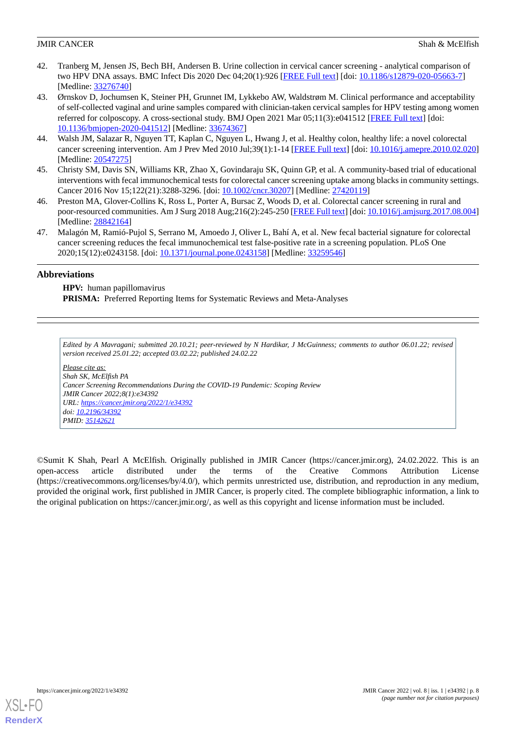42. Tranberg M, Jensen JS, Bech BH, Andersen B. Urine collection in cervical cancer screening - analytical comparison of two HPV DNA assays. BMC Infect Dis 2020 Dec 04;20(1):926 [FREE Full text] [doi: 10.1186/s12879-020-05663-7] [Medline: 33276740]
43. Ørnskov D, Jochumsen K, Steiner PH, Grunnet IM, Lykkebo AW, Waldstrøm M. Clinical performance and acceptability of self-collected vaginal and urine samples compared with clinician-taken cervical samples for HPV testing among women referred for colposcopy. A cross-sectional study. BMJ Open 2021 Mar 05;11(3):e041512 [FREE Full text] [doi: 10.1136/bmjopen-2020-041512] [Medline: 33674367]
44. Walsh JM, Salazar R, Nguyen TT, Kaplan C, Nguyen L, Hwang J, et al. Healthy colon, healthy life: a novel colorectal cancer screening intervention. Am J Prev Med 2010 Jul;39(1):1-14 [FREE Full text] [doi: 10.1016/j.amepre.2010.02.020] [Medline: 20547275]
45. Christy SM, Davis SN, Williams KR, Zhao X, Govindaraju SK, Quinn GP, et al. A community-based trial of educational interventions with fecal immunochemical tests for colorectal cancer screening uptake among blacks in community settings. Cancer 2016 Nov 15;122(21):3288-3296. [doi: 10.1002/cncr.30207] [Medline: 27420119]
46. Preston MA, Glover-Collins K, Ross L, Porter A, Bursac Z, Woods D, et al. Colorectal cancer screening in rural and poor-resourced communities. Am J Surg 2018 Aug;216(2):245-250 [FREE Full text] [doi: 10.1016/j.amjsurg.2017.08.004] [Medline: 28842164]
47. Malagón M, Ramió-Pujol S, Serrano M, Amoedo J, Oliver L, Bahí A, et al. New fecal bacterial signature for colorectal cancer screening reduces the fecal immunochemical test false-positive rate in a screening population. PLoS One 2020;15(12):e0243158. [doi: 10.1371/journal.pone.0243158] [Medline: 33259546]

## Abbreviations

**HPV:** human papillomavirus
**PRISMA:** Preferred Reporting Items for Systematic Reviews and Meta-Analyses

*Edited by A Mavragani; submitted 20.10.21; peer-reviewed by N Hardikar, J McGuinness; comments to author 06.01.22; revised version received 25.01.22; accepted 03.02.22; published 24.02.22*

*Please cite as:*
*Shah SK, McElfish PA*
*Cancer Screening Recommendations During the COVID-19 Pandemic: Scoping Review*
*JMIR Cancer 2022;8(1):e34392*
*URL: https://cancer.jmir.org/2022/1/e34392*
*doi: 10.2196/34392*
*PMID: 35142621*

©Sumit K Shah, Pearl A McElfish. Originally published in JMIR Cancer (https://cancer.jmir.org), 24.02.2022. This is an open-access article distributed under the terms of the Creative Commons Attribution License (https://creativecommons.org/licenses/by/4.0/), which permits unrestricted use, distribution, and reproduction in any medium, provided the original work, first published in JMIR Cancer, is properly cited. The complete bibliographic information, a link to the original publication on https://cancer.jmir.org/, as well as this copyright and license information must be included.